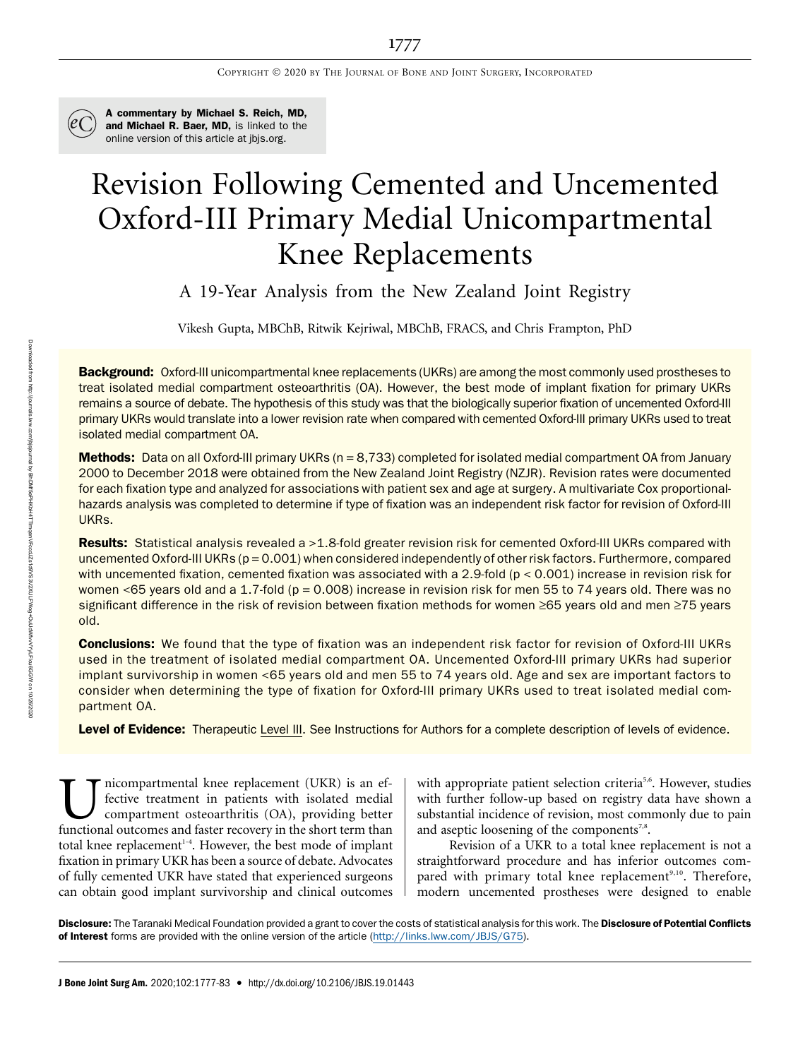A commentary by Michael S. Reich, MD, and Michael R. Baer, MD, is linked to the online version of this article at jbjs.org.

# Revision Following Cemented and Uncemented Oxford-III Primary Medial Unicompartmental Knee Replacements

## A 19-Year Analysis from the New Zealand Joint Registry

Vikesh Gupta, MBChB, Ritwik Kejriwal, MBChB, FRACS, and Chris Frampton, PhD

**Background:** Oxford-III unicompartmental knee replacements (UKRs) are among the most commonly used prostheses to treat isolated medial compartment osteoarthritis (OA). However, the best mode of implant fixation for primary UKRs remains a source of debate. The hypothesis of this study was that the biologically superior fixation of uncemented Oxford-III primary UKRs would translate into a lower revision rate when compared with cemented Oxford-III primary UKRs used to treat isolated medial compartment OA.

**Methods:** Data on all Oxford-III primary UKRs (n = 8,733) completed for isolated medial compartment OA from January 2000 to December 2018 were obtained from the New Zealand Joint Registry (NZJR). Revision rates were documented for each fixation type and analyzed for associations with patient sex and age at surgery. A multivariate Cox proportional-hazards analysis was completed to determine if type of fixation was an independent risk factor for revision of Oxford-III UKRs.

**Results:** Statistical analysis revealed a >1.8-fold greater revision risk for cemented Oxford-III UKRs compared with uncemented Oxford-III UKRs ($p = 0.001$) when considered independently of other risk factors. Furthermore, compared with uncemented fixation, cemented fixation was associated with a 2.9-fold ($p < 0.001$) increase in revision risk for women <65 years old and a 1.7-fold ($p = 0.008$) increase in revision risk for men 55 to 74 years old. There was no significant difference in the risk of revision between fixation methods for women ≥65 years old and men ≥75 years old.

**Conclusions:** We found that the type of fixation was an independent risk factor for revision of Oxford-III UKRs used in the treatment of isolated medial compartment OA. Uncemented Oxford-III primary UKRs had superior implant survivorship in women <65 years old and men 55 to 74 years old. Age and sex are important factors to consider when determining the type of fixation for Oxford-III primary UKRs used to treat isolated medial compartment OA.

**Level of Evidence:** Therapeutic Level III. See Instructions for Authors for a complete description of levels of evidence.

Unicompartmental knee replacement (UKR) is an effective treatment in patients with isolated medial compartment osteoarthritis (OA), providing better functional outcomes and faster recovery in the short term than total knee replacement[1-4]. However, the best mode of implant fixation in primary UKR has been a source of debate. Advocates of fully cemented UKR have stated that experienced surgeons can obtain good implant survivorship and clinical outcomes with appropriate patient selection criteria[5,6]. However, studies with further follow-up based on registry data have shown a substantial incidence of revision, most commonly due to pain and aseptic loosening of the components[7,8].

Revision of a UKR to a total knee replacement is not a straightforward procedure and has inferior outcomes compared with primary total knee replacement[9,10]. Therefore, modern uncemented prostheses were designed to enable

**Disclosure:** The Taranaki Medical Foundation provided a grant to cover the costs of statistical analysis for this work. The **Disclosure of Potential Conflicts of Interest** forms are provided with the online version of the article (http://links.lww.com/JBJS/G75).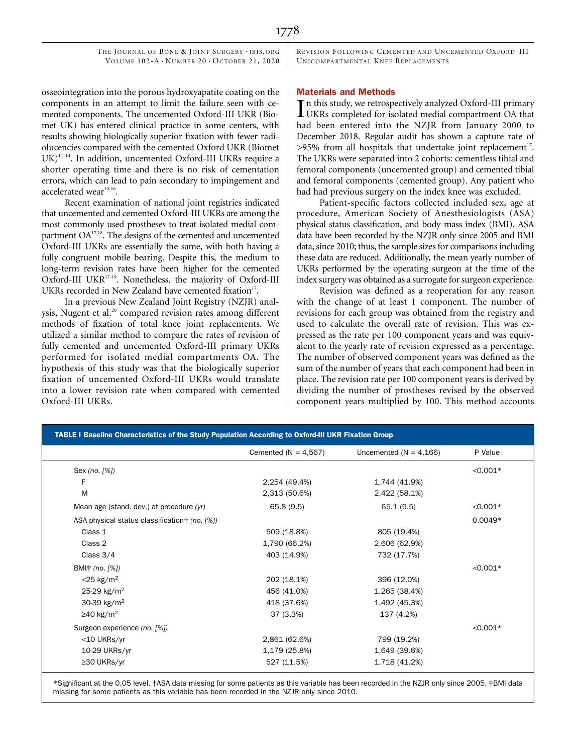osseointegration into the porous hydroxyapatite coating on the components in an attempt to limit the failure seen with cemented components. The uncemented Oxford-III UKR (Biomet UK) has entered clinical practice in some centers, with results showing biologically superior fixation with fewer radiolucencies compared with the cemented Oxford UKR (Biomet UK)[11-14]. In addition, uncemented Oxford-III UKRs require a shorter operating time and there is no risk of cementation errors, which can lead to pain secondary to impingement and accelerated wear[15,16].

Recent examination of national joint registries indicated that uncemented and cemented Oxford-III UKRs are among the most commonly used prostheses to treat isolated medial compartment OA[17,18]. The designs of the cemented and uncemented Oxford-III UKRs are essentially the same, with both having a fully congruent mobile bearing. Despite this, the medium to long-term revision rates have been higher for the cemented Oxford-III UKR[17-19]. Nonetheless, the majority of Oxford-III UKRs recorded in New Zealand have cemented fixation[17].

In a previous New Zealand Joint Registry (NZJR) analysis, Nugent et al.[20] compared revision rates among different methods of fixation of total knee joint replacements. We utilized a similar method to compare the rates of revision of fully cemented and uncemented Oxford-III primary UKRs performed for isolated medial compartments OA. The hypothesis of this study was that the biologically superior fixation of uncemented Oxford-III UKRs would translate into a lower revision rate when compared with cemented Oxford-III UKRs.

## Materials and Methods

In this study, we retrospectively analyzed Oxford-III primary UKRs completed for isolated medial compartment OA that had been entered into the NZJR from January 2000 to December 2018. Regular audit has shown a capture rate of >95% from all hospitals that undertake joint replacement[17]. The UKRs were separated into 2 cohorts: cementless tibial and femoral components (uncemented group) and cemented tibial and femoral components (cemented group). Any patient who had had previous surgery on the index knee was excluded.

Patient-specific factors collected included sex, age at procedure, American Society of Anesthesiologists (ASA) physical status classification, and body mass index (BMI). ASA data have been recorded by the NZJR only since 2005 and BMI data, since 2010; thus, the sample sizes for comparisons including these data are reduced. Additionally, the mean yearly number of UKRs performed by the operating surgeon at the time of the index surgery was obtained as a surrogate for surgeon experience.

Revision was defined as a reoperation for any reason with the change of at least 1 component. The number of revisions for each group was obtained from the registry and used to calculate the overall rate of revision. This was expressed as the rate per 100 component years and was equivalent to the yearly rate of revision expressed as a percentage. The number of observed component years was defined as the sum of the number of years that each component had been in place. The revision rate per 100 component years is derived by dividing the number of prostheses revised by the observed component years multiplied by 100. This method accounts

**TABLE I Baseline Characteristics of the Study Population According to Oxford-III UKR Fixation Group**

| | Cemented (N = 4,567) | Uncemented (N = 4,166) | P Value |
|---|---|---|---|
| Sex *(no. [%])* | | | <0.001* |
| F | 2,254 (49.4%) | 1,744 (41.9%) | |
| M | 2,313 (50.6%) | 2,422 (58.1%) | |
| Mean age (stand. dev.) at procedure *(yr)* | 65.8 (9.5) | 65.1 (9.5) | <0.001* |
| ASA physical status classification† *(no. [%])* | | | 0.0049* |
| Class 1 | 509 (18.8%) | 805 (19.4%) | |
| Class 2 | 1,790 (66.2%) | 2,606 (62.9%) | |
| Class 3/4 | 403 (14.9%) | 732 (17.7%) | |
| BMI‡ *(no. [%])* | | | <0.001* |
| <25 kg/m$^2$ | 202 (18.1%) | 396 (12.0%) | |
| 25-29 kg/m$^2$ | 456 (41.0%) | 1,265 (38.4%) | |
| 30-39 kg/m$^2$ | 418 (37.6%) | 1,492 (45.3%) | |
| ≥40 kg/m$^2$ | 37 (3.3%) | 137 (4.2%) | |
| Surgeon experience *(no. [%])* | | | <0.001* |
| <10 UKRs/yr | 2,861 (62.6%) | 799 (19.2%) | |
| 10-29 UKRs/yr | 1,179 (25.8%) | 1,649 (39.6%) | |
| ≥30 UKRs/yr | 527 (11.5%) | 1,718 (41.2%) | |

*Significant at the 0.05 level. †ASA data missing for some patients as this variable has been recorded in the NZJR only since 2005. ‡BMI data missing for some patients as this variable has been recorded in the NZJR only since 2010.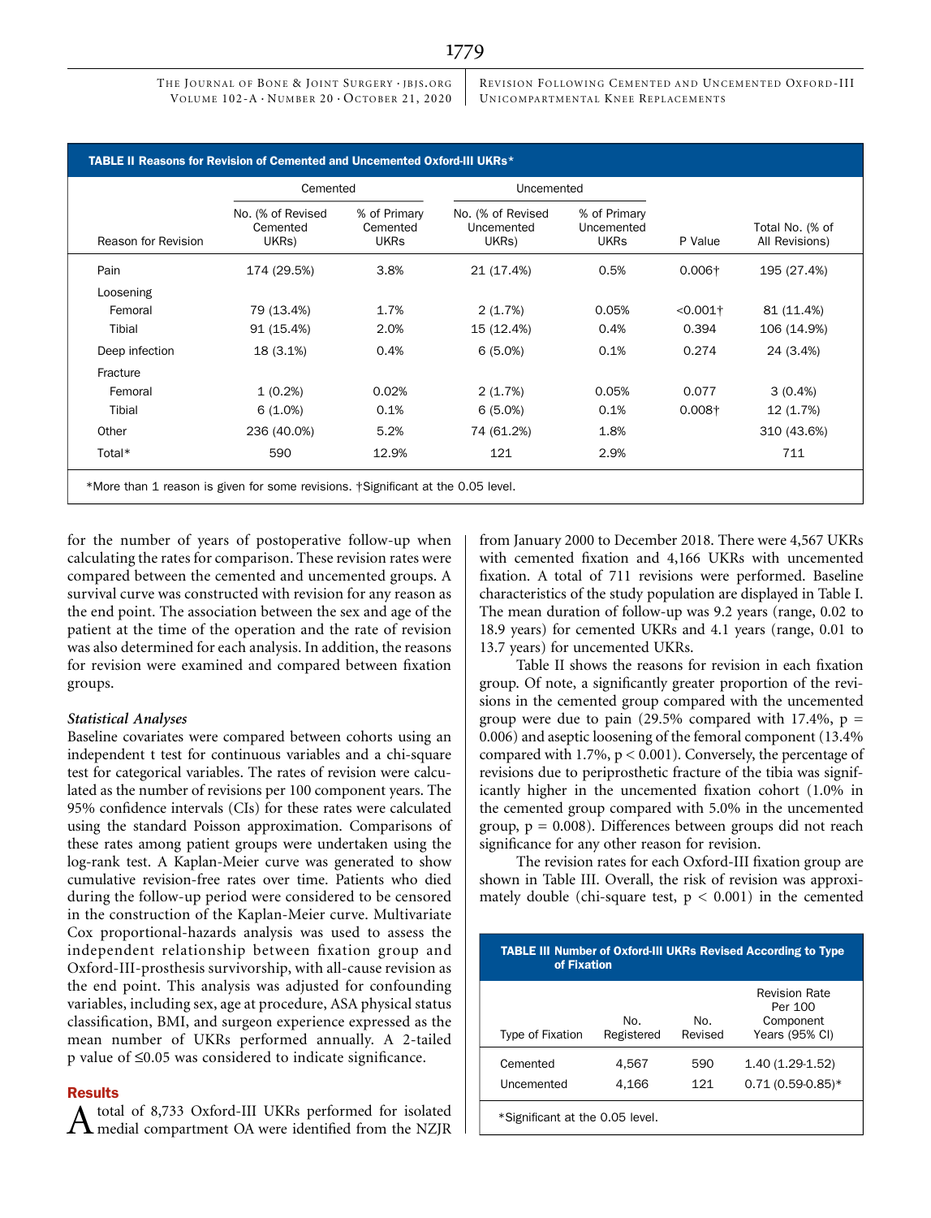**TABLE II Reasons for Revision of Cemented and Uncemented Oxford-III UKRs***

| Reason for Revision | Cemented | | Uncemented | | P Value | Total No. (% of All Revisions) |
|---|---|---|---|---|---|---|
| | No. (% of Revised Cemented UKRs) | % of Primary Cemented UKRs | No. (% of Revised Uncemented UKRs) | % of Primary Uncemented UKRs | | |
| Pain | 174 (29.5%) | 3.8% | 21 (17.4%) | 0.5% | 0.006† | 195 (27.4%) |
| Loosening | | | | | | |
| Femoral | 79 (13.4%) | 1.7% | 2 (1.7%) | 0.05% | <0.001† | 81 (11.4%) |
| Tibial | 91 (15.4%) | 2.0% | 15 (12.4%) | 0.4% | 0.394 | 106 (14.9%) |
| Deep infection | 18 (3.1%) | 0.4% | 6 (5.0%) | 0.1% | 0.274 | 24 (3.4%) |
| Fracture | | | | | | |
| Femoral | 1 (0.2%) | 0.02% | 2 (1.7%) | 0.05% | 0.077 | 3 (0.4%) |
| Tibial | 6 (1.0%) | 0.1% | 6 (5.0%) | 0.1% | 0.008† | 12 (1.7%) |
| Other | 236 (40.0%) | 5.2% | 74 (61.2%) | 1.8% | | 310 (43.6%) |
| Total* | 590 | 12.9% | 121 | 2.9% | | 711 |

*More than 1 reason is given for some revisions. †Significant at the 0.05 level.

for the number of years of postoperative follow-up when calculating the rates for comparison. These revision rates were compared between the cemented and uncemented groups. A survival curve was constructed with revision for any reason as the end point. The association between the sex and age of the patient at the time of the operation and the rate of revision was also determined for each analysis. In addition, the reasons for revision were examined and compared between fixation groups.

### *Statistical Analyses*

Baseline covariates were compared between cohorts using an independent t test for continuous variables and a chi-square test for categorical variables. The rates of revision were calculated as the number of revisions per 100 component years. The 95% confidence intervals (CIs) for these rates were calculated using the standard Poisson approximation. Comparisons of these rates among patient groups were undertaken using the log-rank test. A Kaplan-Meier curve was generated to show cumulative revision-free rates over time. Patients who died during the follow-up period were considered to be censored in the construction of the Kaplan-Meier curve. Multivariate Cox proportional-hazards analysis was used to assess the independent relationship between fixation group and Oxford-III-prosthesis survivorship, with all-cause revision as the end point. This analysis was adjusted for confounding variables, including sex, age at procedure, ASA physical status classification, BMI, and surgeon experience expressed as the mean number of UKRs performed annually. A 2-tailed p value of ≤0.05 was considered to indicate significance.

## Results

A total of 8,733 Oxford-III UKRs performed for isolated medial compartment OA were identified from the NZJR from January 2000 to December 2018. There were 4,567 UKRs with cemented fixation and 4,166 UKRs with uncemented fixation. A total of 711 revisions were performed. Baseline characteristics of the study population are displayed in Table I. The mean duration of follow-up was 9.2 years (range, 0.02 to 18.9 years) for cemented UKRs and 4.1 years (range, 0.01 to 13.7 years) for uncemented UKRs.

Table II shows the reasons for revision in each fixation group. Of note, a significantly greater proportion of the revisions in the cemented group compared with the uncemented group were due to pain (29.5% compared with 17.4%, $p = 0.006$) and aseptic loosening of the femoral component (13.4% compared with 1.7%, $p < 0.001$). Conversely, the percentage of revisions due to periprosthetic fracture of the tibia was significantly higher in the uncemented fixation cohort (1.0% in the cemented group compared with 5.0% in the uncemented group, $p = 0.008$). Differences between groups did not reach significance for any other reason for revision.

The revision rates for each Oxford-III fixation group are shown in Table III. Overall, the risk of revision was approximately double (chi-square test, $p < 0.001$) in the cemented

**TABLE III Number of Oxford-III UKRs Revised According to Type of Fixation**

| Type of Fixation | No. Registered | No. Revised | Revision Rate Per 100 Component Years (95% CI) |
|---|---|---|---|
| Cemented | 4,567 | 590 | 1.40 (1.29-1.52) |
| Uncemented | 4,166 | 121 | 0.71 (0.59-0.85)* |

*Significant at the 0.05 level.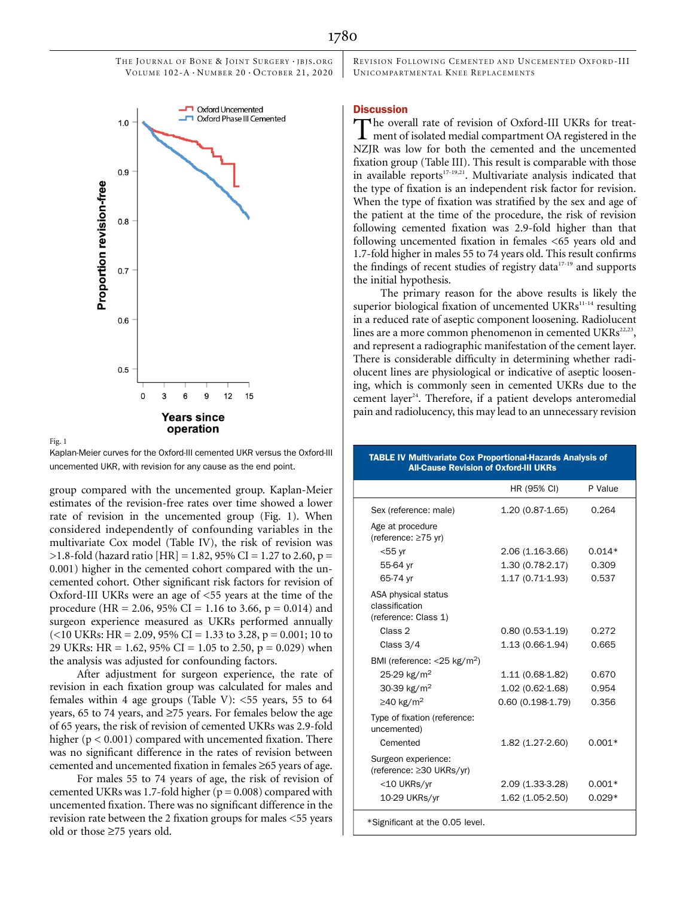Fig. 1

Kaplan-Meier curves for the Oxford-III cemented UKR versus the Oxford-III uncemented UKR, with revision for any cause as the end point.

group compared with the uncemented group. Kaplan-Meier estimates of the revision-free rates over time showed a lower rate of revision in the uncemented group (Fig. 1). When considered independently of confounding variables in the multivariate Cox model (Table IV), the risk of revision was >1.8-fold (hazard ratio [HR] = 1.82, 95% CI = 1.27 to 2.60, p = 0.001) higher in the cemented cohort compared with the uncemented cohort. Other significant risk factors for revision of Oxford-III UKRs were an age of <55 years at the time of the procedure (HR = 2.06, 95% CI = 1.16 to 3.66, p = 0.014) and surgeon experience measured as UKRs performed annually (<10 UKRs: HR = 2.09, 95% CI = 1.33 to 3.28, p = 0.001; 10 to 29 UKRs: HR = 1.62, 95% CI = 1.05 to 2.50, p = 0.029) when the analysis was adjusted for confounding factors.

After adjustment for surgeon experience, the rate of revision in each fixation group was calculated for males and females within 4 age groups (Table V): <55 years, 55 to 64 years, 65 to 74 years, and ≥75 years. For females below the age of 65 years, the risk of revision of cemented UKRs was 2.9-fold higher (p < 0.001) compared with uncemented fixation. There was no significant difference in the rates of revision between cemented and uncemented fixation in females ≥65 years of age.

For males 55 to 74 years of age, the risk of revision of cemented UKRs was 1.7-fold higher (p = 0.008) compared with uncemented fixation. There was no significant difference in the revision rate between the 2 fixation groups for males <55 years old or those ≥75 years old.

## Discussion

The overall rate of revision of Oxford-III UKRs for treatment of isolated medial compartment OA registered in the NZJR was low for both the cemented and the uncemented fixation group (Table III). This result is comparable with those in available reports[17-19,21]. Multivariate analysis indicated that the type of fixation is an independent risk factor for revision. When the type of fixation was stratified by the sex and age of the patient at the time of the procedure, the risk of revision following cemented fixation was 2.9-fold higher than that following uncemented fixation in females <65 years old and 1.7-fold higher in males 55 to 74 years old. This result confirms the findings of recent studies of registry data[17-19] and supports the initial hypothesis.

The primary reason for the above results is likely the superior biological fixation of uncemented UKRs[11-14] resulting in a reduced rate of aseptic component loosening. Radiolucent lines are a more common phenomenon in cemented UKRs[22,23], and represent a radiographic manifestation of the cement layer. There is considerable difficulty in determining whether radiolucent lines are physiological or indicative of aseptic loosening, which is commonly seen in cemented UKRs due to the cement layer[24]. Therefore, if a patient develops anteromedial pain and radiolucency, this may lead to an unnecessary revision

**TABLE IV Multivariate Cox Proportional-Hazards Analysis of All-Cause Revision of Oxford-III UKRs**

| | HR (95% CI) | P Value |
|---|---|---|
| Sex (reference: male) | 1.20 (0.87-1.65) | 0.264 |
| Age at procedure (reference: ≥75 yr) | | |
| <55 yr | 2.06 (1.16-3.66) | 0.014* |
| 55-64 yr | 1.30 (0.78-2.17) | 0.309 |
| 65-74 yr | 1.17 (0.71-1.93) | 0.537 |
| ASA physical status classification (reference: Class 1) | | |
| Class 2 | 0.80 (0.53-1.19) | 0.272 |
| Class 3/4 | 1.13 (0.66-1.94) | 0.665 |
| BMI (reference: <25 kg/m²) | | |
| 25-29 kg/m² | 1.11 (0.68-1.82) | 0.670 |
| 30-39 kg/m² | 1.02 (0.62-1.68) | 0.954 |
| ≥40 kg/m² | 0.60 (0.198-1.79) | 0.356 |
| Type of fixation (reference: uncemented) | | |
| Cemented | 1.82 (1.27-2.60) | 0.001* |
| Surgeon experience: (reference: ≥30 UKRs/yr) | | |
| <10 UKRs/yr | 2.09 (1.33-3.28) | 0.001* |
| 10-29 UKRs/yr | 1.62 (1.05-2.50) | 0.029* |

*Significant at the 0.05 level.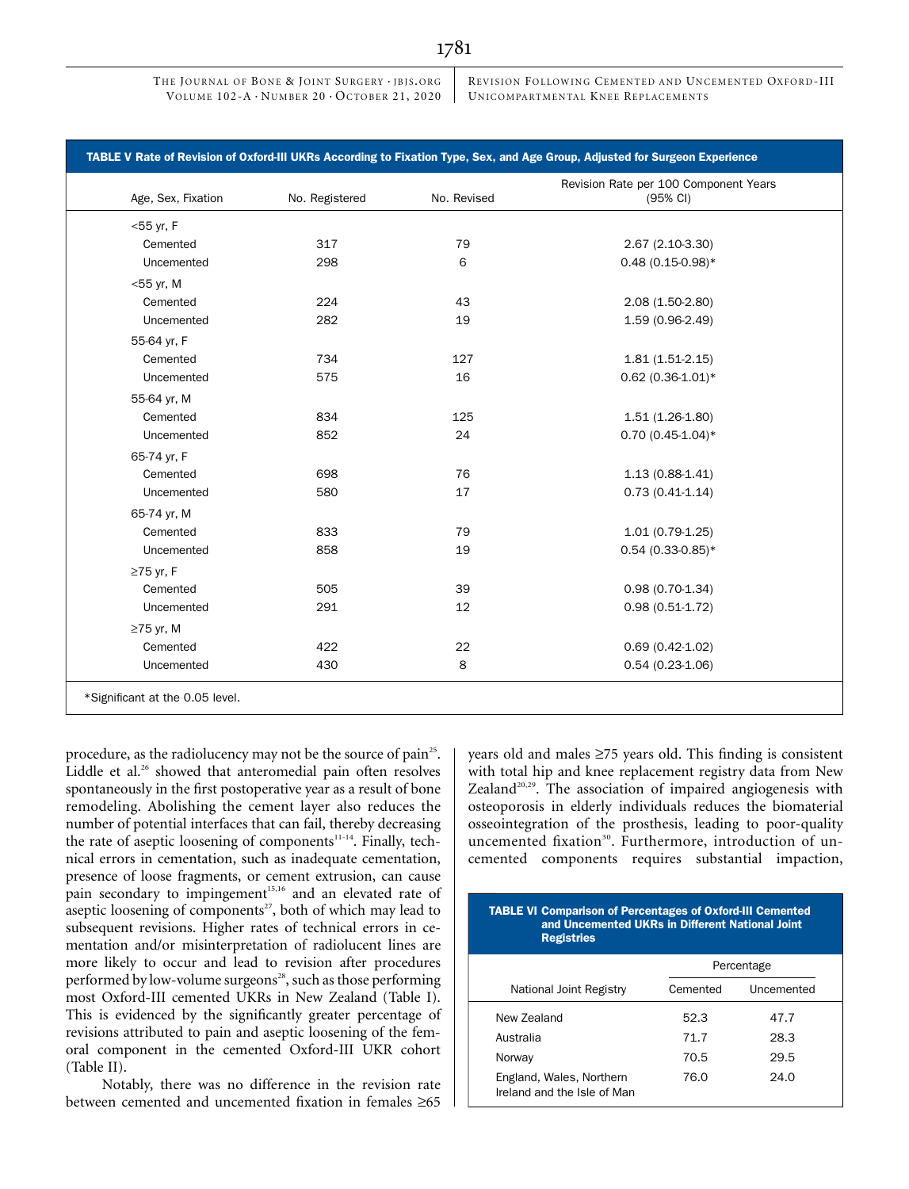**TABLE V Rate of Revision of Oxford-III UKRs According to Fixation Type, Sex, and Age Group, Adjusted for Surgeon Experience**

| Age, Sex, Fixation | No. Registered | No. Revised | Revision Rate per 100 Component Years (95% CI) |
|---|---|---|---|
| <55 yr, F | | | |
| Cemented | 317 | 79 | 2.67 (2.10-3.30) |
| Uncemented | 298 | 6 | 0.48 (0.15-0.98)* |
| <55 yr, M | | | |
| Cemented | 224 | 43 | 2.08 (1.50-2.80) |
| Uncemented | 282 | 19 | 1.59 (0.96-2.49) |
| 55-64 yr, F | | | |
| Cemented | 734 | 127 | 1.81 (1.51-2.15) |
| Uncemented | 575 | 16 | 0.62 (0.36-1.01)* |
| 55-64 yr, M | | | |
| Cemented | 834 | 125 | 1.51 (1.26-1.80) |
| Uncemented | 852 | 24 | 0.70 (0.45-1.04)* |
| 65-74 yr, F | | | |
| Cemented | 698 | 76 | 1.13 (0.88-1.41) |
| Uncemented | 580 | 17 | 0.73 (0.41-1.14) |
| 65-74 yr, M | | | |
| Cemented | 833 | 79 | 1.01 (0.79-1.25) |
| Uncemented | 858 | 19 | 0.54 (0.33-0.85)* |
| ≥75 yr, F | | | |
| Cemented | 505 | 39 | 0.98 (0.70-1.34) |
| Uncemented | 291 | 12 | 0.98 (0.51-1.72) |
| ≥75 yr, M | | | |
| Cemented | 422 | 22 | 0.69 (0.42-1.02) |
| Uncemented | 430 | 8 | 0.54 (0.23-1.06) |

*Significant at the 0.05 level.

procedure, as the radiolucency may not be the source of pain[25]. Liddle et al.[26] showed that anteromedial pain often resolves spontaneously in the first postoperative year as a result of bone remodeling. Abolishing the cement layer also reduces the number of potential interfaces that can fail, thereby decreasing the rate of aseptic loosening of components[11-14]. Finally, technical errors in cementation, such as inadequate cementation, presence of loose fragments, or cement extrusion, can cause pain secondary to impingement[15,16] and an elevated rate of aseptic loosening of components[27], both of which may lead to subsequent revisions. Higher rates of technical errors in cementation and/or misinterpretation of radiolucent lines are more likely to occur and lead to revision after procedures performed by low-volume surgeons[28], such as those performing most Oxford-III cemented UKRs in New Zealand (Table I). This is evidenced by the significantly greater percentage of revisions attributed to pain and aseptic loosening of the femoral component in the cemented Oxford-III UKR cohort (Table II).

Notably, there was no difference in the revision rate between cemented and uncemented fixation in females ≥65 years old and males ≥75 years old. This finding is consistent with total hip and knee replacement registry data from New Zealand[20,29]. The association of impaired angiogenesis with osteoporosis in elderly individuals reduces the biomaterial osseointegration of the prosthesis, leading to poor-quality uncemented fixation[30]. Furthermore, introduction of uncemented components requires substantial impaction,

**TABLE VI Comparison of Percentages of Oxford-III Cemented and Uncemented UKRs in Different National Joint Registries**

| National Joint Registry | Percentage | |
|---|---|---|
| | Cemented | Uncemented |
| New Zealand | 52.3 | 47.7 |
| Australia | 71.7 | 28.3 |
| Norway | 70.5 | 29.5 |
| England, Wales, Northern Ireland and the Isle of Man | 76.0 | 24.0 |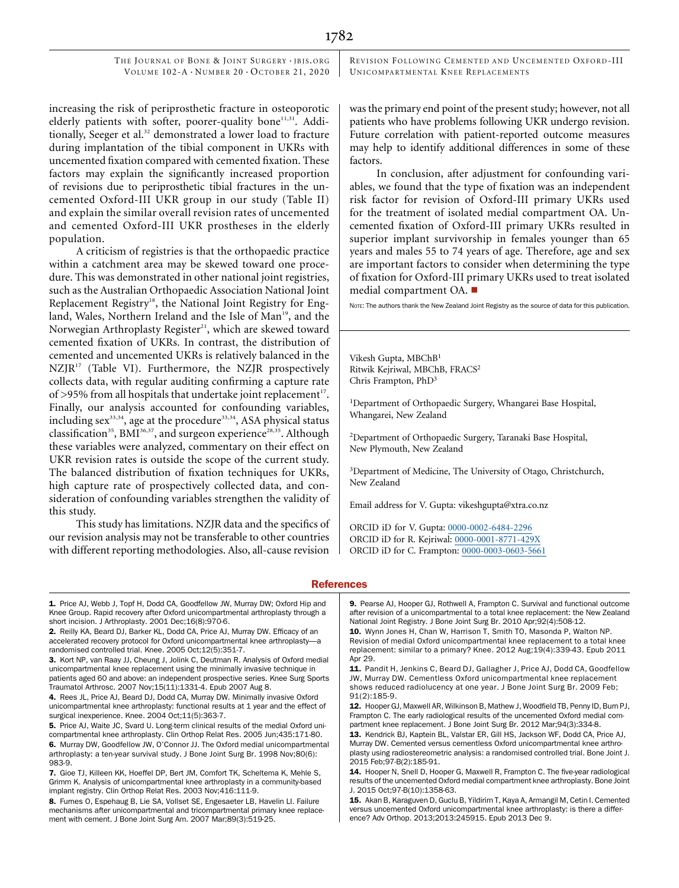increasing the risk of periprosthetic fracture in osteoporotic elderly patients with softer, poorer-quality bone[11,31]. Additionally, Seeger et al.[32] demonstrated a lower load to fracture during implantation of the tibial component in UKRs with uncemented fixation compared with cemented fixation. These factors may explain the significantly increased proportion of revisions due to periprosthetic tibial fractures in the uncemented Oxford-III UKR group in our study (Table II) and explain the similar overall revision rates of uncemented and cemented Oxford-III UKR prostheses in the elderly population.

A criticism of registries is that the orthopaedic practice within a catchment area may be skewed toward one procedure. This was demonstrated in other national joint registries, such as the Australian Orthopaedic Association National Joint Replacement Registry[18], the National Joint Registry for England, Wales, Northern Ireland and the Isle of Man[19], and the Norwegian Arthroplasty Register[21], which are skewed toward cemented fixation of UKRs. In contrast, the distribution of cemented and uncemented UKRs is relatively balanced in the NZJR[17] (Table VI). Furthermore, the NZJR prospectively collects data, with regular auditing confirming a capture rate of >95% from all hospitals that undertake joint replacement[17]. Finally, our analysis accounted for confounding variables, including sex[33,34], age at the procedure[33,34], ASA physical status classification[35], BMI[36,37], and surgeon experience[28,35]. Although these variables were analyzed, commentary on their effect on UKR revision rates is outside the scope of the current study. The balanced distribution of fixation techniques for UKRs, high capture rate of prospectively collected data, and consideration of confounding variables strengthen the validity of this study.

This study has limitations. NZJR data and the specifics of our revision analysis may not be transferable to other countries with different reporting methodologies. Also, all-cause revision was the primary end point of the present study; however, not all patients who have problems following UKR undergo revision. Future correlation with patient-reported outcome measures may help to identify additional differences in some of these factors.

In conclusion, after adjustment for confounding variables, we found that the type of fixation was an independent risk factor for revision of Oxford-III primary UKRs used for the treatment of isolated medial compartment OA. Uncemented fixation of Oxford-III primary UKRs resulted in superior implant survivorship in females younger than 65 years and males 55 to 74 years of age. Therefore, age and sex are important factors to consider when determining the type of fixation for Oxford-III primary UKRs used to treat isolated medial compartment OA. ■

NOTE: The authors thank the New Zealand Joint Registry as the source of data for this publication.

Vikesh Gupta, MBChB[1]
Ritwik Kejriwal, MBChB, FRACS[2]
Chris Frampton, PhD[3]

[1]Department of Orthopaedic Surgery, Whangarei Base Hospital, Whangarei, New Zealand

[2]Department of Orthopaedic Surgery, Taranaki Base Hospital, New Plymouth, New Zealand

[3]Department of Medicine, The University of Otago, Christchurch, New Zealand

Email address for V. Gupta: vikeshgupta@xtra.co.nz

ORCID iD for V. Gupta: 0000-0002-6484-2296
ORCID iD for R. Kejriwal: 0000-0001-8771-429X
ORCID iD for C. Frampton: 0000-0003-0603-5661

## References

1. Price AJ, Webb J, Topf H, Dodd CA, Goodfellow JW, Murray DW; Oxford Hip and Knee Group. Rapid recovery after Oxford unicompartmental arthroplasty through a short incision. J Arthroplasty. 2001 Dec;16(8):970-6.
2. Reilly KA, Beard DJ, Barker KL, Dodd CA, Price AJ, Murray DW. Efficacy of an accelerated recovery protocol for Oxford unicompartmental knee arthroplasty—a randomised controlled trial. Knee. 2005 Oct;12(5):351-7.
3. Kort NP, van Raay JJ, Cheung J, Jolink C, Deutman R. Analysis of Oxford medial unicompartmental knee replacement using the minimally invasive technique in patients aged 60 and above: an independent prospective series. Knee Surg Sports Traumatol Arthrosc. 2007 Nov;15(11):1331-4. Epub 2007 Aug 8.
4. Rees JL, Price AJ, Beard DJ, Dodd CA, Murray DW. Minimally invasive Oxford unicompartmental knee arthroplasty: functional results at 1 year and the effect of surgical inexperience. Knee. 2004 Oct;11(5):363-7.
5. Price AJ, Waite JC, Svard U. Long-term clinical results of the medial Oxford unicompartmental knee arthroplasty. Clin Orthop Relat Res. 2005 Jun;435:171-80.
6. Murray DW, Goodfellow JW, O'Connor JJ. The Oxford medial unicompartmental arthroplasty: a ten-year survival study. J Bone Joint Surg Br. 1998 Nov;80(6):983-9.
7. Gioe TJ, Killeen KK, Hoeffel DP, Bert JM, Comfort TK, Scheltema K, Mehle S, Grimm K. Analysis of unicompartmental knee arthroplasty in a community-based implant registry. Clin Orthop Relat Res. 2003 Nov;416:111-9.
8. Furnes O, Espehaug B, Lie SA, Vollset SE, Engesaeter LB, Havelin LI. Failure mechanisms after unicompartmental and tricompartmental primary knee replacement with cement. J Bone Joint Surg Am. 2007 Mar;89(3):519-25.
9. Pearse AJ, Hooper GJ, Rothwell A, Frampton C. Survival and functional outcome after revision of a unicompartmental to a total knee replacement: the New Zealand National Joint Registry. J Bone Joint Surg Br. 2010 Apr;92(4):508-12.
10. Wynn Jones H, Chan W, Harrison T, Smith TO, Masonda P, Walton NP. Revision of medial Oxford unicompartmental knee replacement to a total knee replacement: similar to a primary? Knee. 2012 Aug;19(4):339-43. Epub 2011 Apr 29.
11. Pandit H, Jenkins C, Beard DJ, Gallagher J, Price AJ, Dodd CA, Goodfellow JW, Murray DW. Cementless Oxford unicompartmental knee replacement shows reduced radiolucency at one year. J Bone Joint Surg Br. 2009 Feb;91(2):185-9.
12. Hooper GJ, Maxwell AR, Wilkinson B, Mathew J, Woodfield TB, Penny ID, Burn PJ, Frampton C. The early radiological results of the uncemented Oxford medial compartment knee replacement. J Bone Joint Surg Br. 2012 Mar;94(3):334-8.
13. Kendrick BJ, Kaptein BL, Valstar ER, Gill HS, Jackson WF, Dodd CA, Price AJ, Murray DW. Cemented versus cementless Oxford unicompartmental knee arthroplasty using radiostereometric analysis: a randomised controlled trial. Bone Joint J. 2015 Feb;97-B(2):185-91.
14. Hooper N, Snell D, Hooper G, Maxwell R, Frampton C. The five-year radiological results of the uncemented Oxford medial compartment knee arthroplasty. Bone Joint J. 2015 Oct;97-B(10):1358-63.
15. Akan B, Karaguven D, Guclu B, Yildirim T, Kaya A, Armangil M, Cetin I. Cemented versus uncemented Oxford unicompartmental knee arthroplasty: is there a difference? Adv Orthop. 2013;2013:245915. Epub 2013 Dec 9.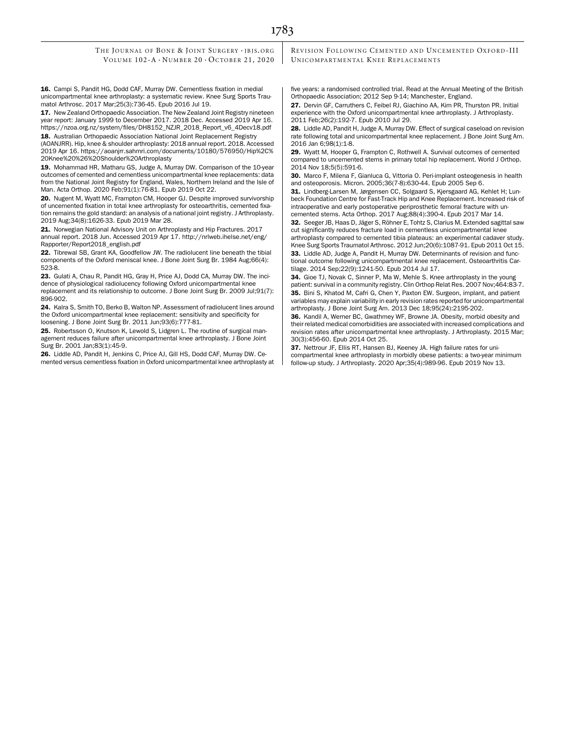16. Campi S, Pandit HG, Dodd CAF, Murray DW. Cementless fixation in medial unicompartmental knee arthroplasty: a systematic review. Knee Surg Sports Traumatol Arthrosc. 2017 Mar;25(3):736-45. Epub 2016 Jul 19.

17. New Zealand Orthopaedic Association. The New Zealand Joint Registry nineteen year report: January 1999 to December 2017. 2018 Dec. Accessed 2019 Apr 16. https://nzoa.org.nz/system/files/DH8152_NZJR_2018_Report_v6_4Decv18.pdf

18. Australian Orthopaedic Association National Joint Replacement Registry (AOANJRR). Hip, knee & shoulder arthroplasty: 2018 annual report. 2018. Accessed 2019 Apr 16. https://aoanjrr.sahmri.com/documents/10180/576950/Hip%2C%20Knee%20%26%20Shoulder%20Arthroplasty

19. Mohammad HR, Matharu GS, Judge A, Murray DW. Comparison of the 10-year outcomes of cemented and cementless unicompartmental knee replacements: data from the National Joint Registry for England, Wales, Northern Ireland and the Isle of Man. Acta Orthop. 2020 Feb;91(1):76-81. Epub 2019 Oct 22.

20. Nugent M, Wyatt MC, Frampton CM, Hooper GJ. Despite improved survivorship of uncemented fixation in total knee arthroplasty for osteoarthritis, cemented fixation remains the gold standard: an analysis of a national joint registry. J Arthroplasty. 2019 Aug;34(8):1626-33. Epub 2019 Mar 28.

21. Norwegian National Advisory Unit on Arthroplasty and Hip Fractures. 2017 annual report. 2018 Jun. Accessed 2019 Apr 17. http://nrlweb.ihelse.net/eng/Rapporter/Report2018_english.pdf

22. Tibrewal SB, Grant KA, Goodfellow JW. The radiolucent line beneath the tibial components of the Oxford meniscal knee. J Bone Joint Surg Br. 1984 Aug;66(4):523-8.

23. Gulati A, Chau R, Pandit HG, Gray H, Price AJ, Dodd CA, Murray DW. The incidence of physiological radiolucency following Oxford unicompartmental knee replacement and its relationship to outcome. J Bone Joint Surg Br. 2009 Jul;91(7):896-902.

24. Kalra S, Smith TO, Berko B, Walton NP. Assessment of radiolucent lines around the Oxford unicompartmental knee replacement: sensitivity and specificity for loosening. J Bone Joint Surg Br. 2011 Jun;93(6):777-81.

25. Robertsson O, Knutson K, Lewold S, Lidgren L. The routine of surgical management reduces failure after unicompartmental knee arthroplasty. J Bone Joint Surg Br. 2001 Jan;83(1):45-9.

26. Liddle AD, Pandit H, Jenkins C, Price AJ, Gill HS, Dodd CAF, Murray DW. Cemented versus cementless fixation in Oxford unicompartmental knee arthroplasty at five years: a randomised controlled trial. Read at the Annual Meeting of the British Orthopaedic Association; 2012 Sep 9-14; Manchester, England.

27. Dervin GF, Carruthers C, Feibel RJ, Giachino AA, Kim PR, Thurston PR. Initial experience with the Oxford unicompartmental knee arthroplasty. J Arthroplasty. 2011 Feb;26(2):192-7. Epub 2010 Jul 29.

28. Liddle AD, Pandit H, Judge A, Murray DW. Effect of surgical caseload on revision rate following total and unicompartmental knee replacement. J Bone Joint Surg Am. 2016 Jan 6;98(1):1-8.

29. Wyatt M, Hooper G, Frampton C, Rothwell A. Survival outcomes of cemented compared to uncemented stems in primary total hip replacement. World J Orthop. 2014 Nov 18;5(5):591-6.

30. Marco F, Milena F, Gianluca G, Vittoria O. Peri-implant osteogenesis in health and osteoporosis. Micron. 2005;36(7-8):630-44. Epub 2005 Sep 6.

31. Lindberg-Larsen M, Jørgensen CC, Solgaard S, Kjersgaard AG, Kehlet H; Lunbeck Foundation Centre for Fast-Track Hip and Knee Replacement. Increased risk of intraoperative and early postoperative periprosthetic femoral fracture with uncemented stems. Acta Orthop. 2017 Aug;88(4):390-4. Epub 2017 Mar 14.

32. Seeger JB, Haas D, Jäger S, Röhner E, Tohtz S, Clarius M. Extended sagittal saw cut significantly reduces fracture load in cementless unicompartmental knee arthroplasty compared to cemented tibia plateaus: an experimental cadaver study. Knee Surg Sports Traumatol Arthrosc. 2012 Jun;20(6):1087-91. Epub 2011 Oct 15.

33. Liddle AD, Judge A, Pandit H, Murray DW. Determinants of revision and functional outcome following unicompartmental knee replacement. Osteoarthritis Cartilage. 2014 Sep;22(9):1241-50. Epub 2014 Jul 17.

34. Gioe TJ, Novak C, Sinner P, Ma W, Mehle S. Knee arthroplasty in the young patient: survival in a community registry. Clin Orthop Relat Res. 2007 Nov;464:83-7.

35. Bini S, Khatod M, Cafri G, Chen Y, Paxton EW. Surgeon, implant, and patient variables may explain variability in early revision rates reported for unicompartmental arthroplasty. J Bone Joint Surg Am. 2013 Dec 18;95(24):2195-202.

36. Kandil A, Werner BC, Gwathmey WF, Browne JA. Obesity, morbid obesity and their related medical comorbidities are associated with increased complications and revision rates after unicompartmental knee arthroplasty. J Arthroplasty. 2015 Mar;30(3):456-60. Epub 2014 Oct 25.

37. Nettrour JF, Ellis RT, Hansen BJ, Keeney JA. High failure rates for unicompartmental knee arthroplasty in morbidly obese patients: a two-year minimum follow-up study. J Arthroplasty. 2020 Apr;35(4):989-96. Epub 2019 Nov 13.